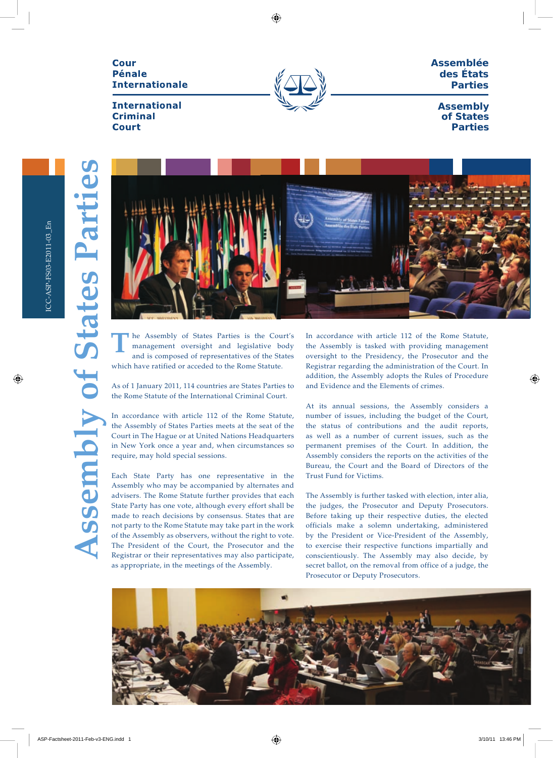Cour Pénale Internationale

International Criminal Court

Assemblée des États Parties

Assembly of States Parties

ICC-ASP-FS03-E2011-03_En

# Assembly of States Parties

The Assembly of States Parties is the Court's management oversight and legislative body and is composed of representatives of the States which have ratified or acceded to the Rome Statute.

As of 1 January 2011, 114 countries are States Parties to the Rome Statute of the International Criminal Court.

In accordance with article 112 of the Rome Statute, the Assembly of States Parties meets at the seat of the Court in The Hague or at United Nations Headquarters in New York once a year and, when circumstances so require, may hold special sessions.

Each State Party has one representative in the Assembly who may be accompanied by alternates and advisers. The Rome Statute further provides that each State Party has one vote, although every effort shall be made to reach decisions by consensus. States that are not party to the Rome Statute may take part in the work of the Assembly as observers, without the right to vote. The President of the Court, the Prosecutor and the Registrar or their representatives may also participate, as appropriate, in the meetings of the Assembly.

In accordance with article 112 of the Rome Statute, the Assembly is tasked with providing management oversight to the Presidency, the Prosecutor and the Registrar regarding the administration of the Court. In addition, the Assembly adopts the Rules of Procedure and Evidence and the Elements of crimes.

At its annual sessions, the Assembly considers a number of issues, including the budget of the Court, the status of contributions and the audit reports, as well as a number of current issues, such as the permanent premises of the Court. In addition, the Assembly considers the reports on the activities of the Bureau, the Court and the Board of Directors of the Trust Fund for Victims.

The Assembly is further tasked with election, inter alia, the judges, the Prosecutor and Deputy Prosecutors. Before taking up their respective duties, the elected officials make a solemn undertaking, administered by the President or Vice-President of the Assembly, to exercise their respective functions impartially and conscientiously. The Assembly may also decide, by secret ballot, on the removal from office of a judge, the Prosecutor or Deputy Prosecutors.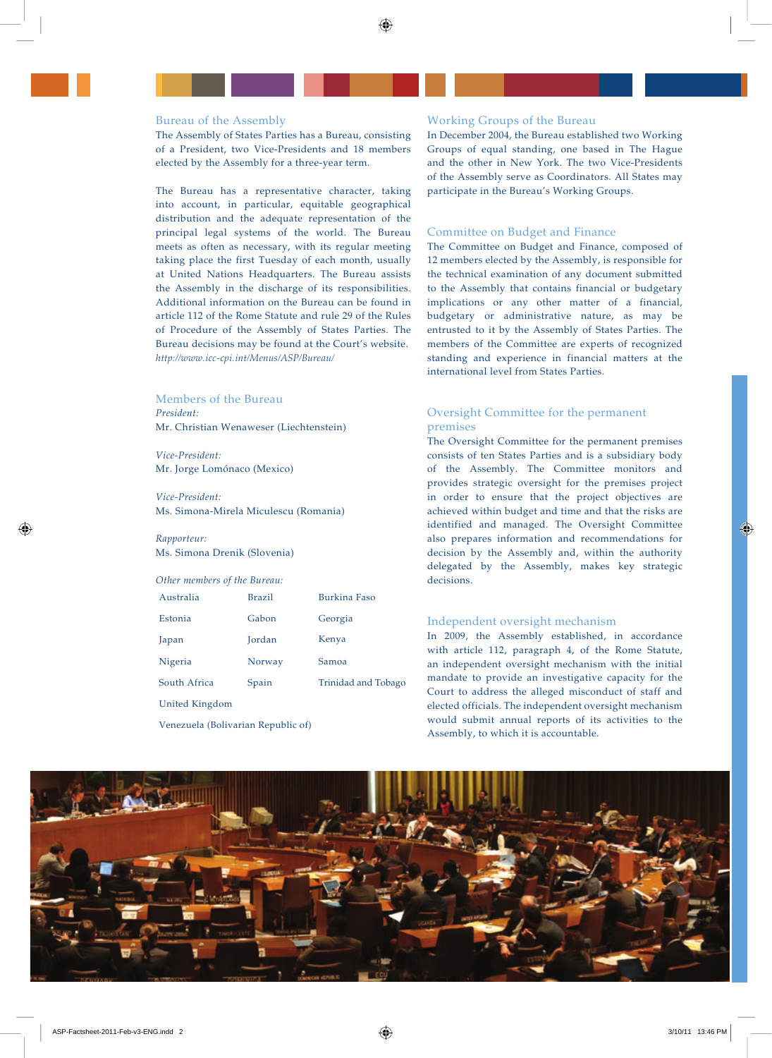## Bureau of the Assembly

The Assembly of States Parties has a Bureau, consisting of a President, two Vice-Presidents and 18 members elected by the Assembly for a three-year term.

The Bureau has a representative character, taking into account, in particular, equitable geographical distribution and the adequate representation of the principal legal systems of the world. The Bureau meets as often as necessary, with its regular meeting taking place the first Tuesday of each month, usually at United Nations Headquarters. The Bureau assists the Assembly in the discharge of its responsibilities. Additional information on the Bureau can be found in article 112 of the Rome Statute and rule 29 of the Rules of Procedure of the Assembly of States Parties. The Bureau decisions may be found at the Court's website. *http://www.icc-cpi.int/Menus/ASP/Bureau/*

## Members of the Bureau

*President:*
Mr. Christian Wenaweser (Liechtenstein)

*Vice-President:*
Mr. Jorge Lomónaco (Mexico)

*Vice-President:*
Ms. Simona-Mirela Miculescu (Romania)

*Rapporteur:*
Ms. Simona Drenik (Slovenia)

*Other members of the Bureau:*

| | | |
|---|---|---|
| Australia | Brazil | Burkina Faso |
| Estonia | Gabon | Georgia |
| Japan | Jordan | Kenya |
| Nigeria | Norway | Samoa |
| South Africa | Spain | Trinidad and Tobago |
| United Kingdom | | |
| Venezuela (Bolivarian Republic of) | | |

## Working Groups of the Bureau

In December 2004, the Bureau established two Working Groups of equal standing, one based in The Hague and the other in New York. The two Vice-Presidents of the Assembly serve as Coordinators. All States may participate in the Bureau's Working Groups.

## Committee on Budget and Finance

The Committee on Budget and Finance, composed of 12 members elected by the Assembly, is responsible for the technical examination of any document submitted to the Assembly that contains financial or budgetary implications or any other matter of a financial, budgetary or administrative nature, as may be entrusted to it by the Assembly of States Parties. The members of the Committee are experts of recognized standing and experience in financial matters at the international level from States Parties.

## Oversight Committee for the permanent premises

The Oversight Committee for the permanent premises consists of ten States Parties and is a subsidiary body of the Assembly. The Committee monitors and provides strategic oversight for the premises project in order to ensure that the project objectives are achieved within budget and time and that the risks are identified and managed. The Oversight Committee also prepares information and recommendations for decision by the Assembly and, within the authority delegated by the Assembly, makes key strategic decisions.

## Independent oversight mechanism

In 2009, the Assembly established, in accordance with article 112, paragraph 4, of the Rome Statute, an independent oversight mechanism with the initial mandate to provide an investigative capacity for the Court to address the alleged misconduct of staff and elected officials. The independent oversight mechanism would submit annual reports of its activities to the Assembly, to which it is accountable.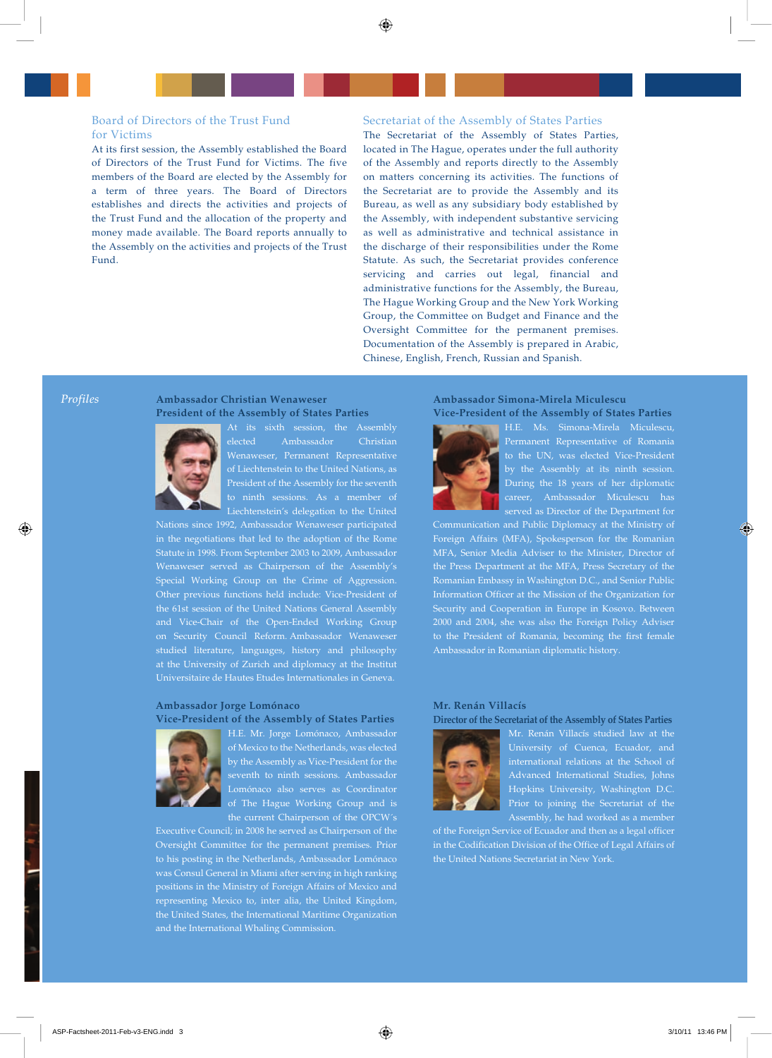## Board of Directors of the Trust Fund for Victims

At its first session, the Assembly established the Board of Directors of the Trust Fund for Victims. The five members of the Board are elected by the Assembly for a term of three years. The Board of Directors establishes and directs the activities and projects of the Trust Fund and the allocation of the property and money made available. The Board reports annually to the Assembly on the activities and projects of the Trust Fund.

## Secretariat of the Assembly of States Parties

The Secretariat of the Assembly of States Parties, located in The Hague, operates under the full authority of the Assembly and reports directly to the Assembly on matters concerning its activities. The functions of the Secretariat are to provide the Assembly and its Bureau, as well as any subsidiary body established by the Assembly, with independent substantive servicing as well as administrative and technical assistance in the discharge of their responsibilities under the Rome Statute. As such, the Secretariat provides conference servicing and carries out legal, financial and administrative functions for the Assembly, the Bureau, The Hague Working Group and the New York Working Group, the Committee on Budget and Finance and the Oversight Committee for the permanent premises. Documentation of the Assembly is prepared in Arabic, Chinese, English, French, Russian and Spanish.

## *Profiles*

### Ambassador Christian Wenaweser
**President of the Assembly of States Parties**

At its sixth session, the Assembly elected Ambassador Christian Wenaweser, Permanent Representative of Liechtenstein to the United Nations, as President of the Assembly for the seventh to ninth sessions. As a member of Liechtenstein's delegation to the United Nations since 1992, Ambassador Wenaweser participated in the negotiations that led to the adoption of the Rome Statute in 1998. From September 2003 to 2009, Ambassador Wenaweser served as Chairperson of the Assembly's Special Working Group on the Crime of Aggression. Other previous functions held include: Vice-President of the 61st session of the United Nations General Assembly and Vice-Chair of the Open-Ended Working Group on Security Council Reform. Ambassador Wenaweser studied literature, languages, history and philosophy at the University of Zurich and diplomacy at the Institut Universitaire de Hautes Etudes Internationales in Geneva.

### Ambassador Jorge Lomónaco
**Vice-President of the Assembly of States Parties**

H.E. Mr. Jorge Lomónaco, Ambassador of Mexico to the Netherlands, was elected by the Assembly as Vice-President for the seventh to ninth sessions. Ambassador Lomónaco also serves as Coordinator of The Hague Working Group and is the current Chairperson of the OPCW's Executive Council; in 2008 he served as Chairperson of the Oversight Committee for the permanent premises. Prior to his posting in the Netherlands, Ambassador Lomónaco was Consul General in Miami after serving in high ranking positions in the Ministry of Foreign Affairs of Mexico and representing Mexico to, inter alia, the United Kingdom, the United States, the International Maritime Organization and the International Whaling Commission.

### Ambassador Simona-Mirela Miculescu
**Vice-President of the Assembly of States Parties**

H.E. Ms. Simona-Mirela Miculescu, Permanent Representative of Romania to the UN, was elected Vice-President by the Assembly at its ninth session. During the 18 years of her diplomatic career, Ambassador Miculescu has served as Director of the Department for Communication and Public Diplomacy at the Ministry of Foreign Affairs (MFA), Spokesperson for the Romanian MFA, Senior Media Adviser to the Minister, Director of the Press Department at the MFA, Press Secretary of the Romanian Embassy in Washington D.C., and Senior Public Information Officer at the Mission of the Organization for Security and Cooperation in Europe in Kosovo. Between 2000 and 2004, she was also the Foreign Policy Adviser to the President of Romania, becoming the first female Ambassador in Romanian diplomatic history.

### Mr. Renán Villacís
**Director of the Secretariat of the Assembly of States Parties**

Mr. Renán Villacís studied law at the University of Cuenca, Ecuador, and international relations at the School of Advanced International Studies, Johns Hopkins University, Washington D.C. Prior to joining the Secretariat of the Assembly, he had worked as a member of the Foreign Service of Ecuador and then as a legal officer in the Codification Division of the Office of Legal Affairs of the United Nations Secretariat in New York.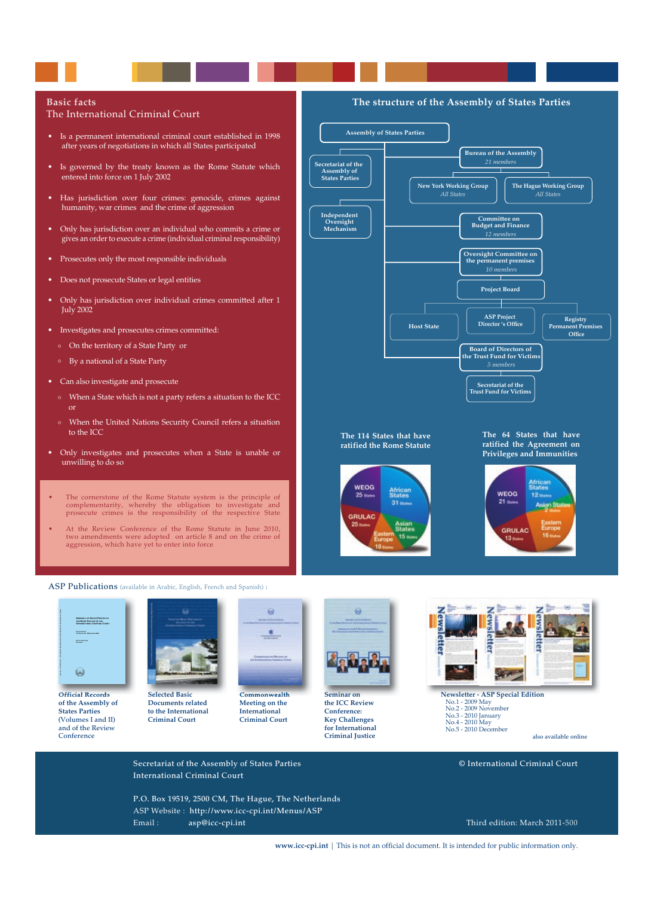## Basic facts
### The International Criminal Court

- Is a permanent international criminal court established in 1998 after years of negotiations in which all States participated
- Is governed by the treaty known as the Rome Statute which entered into force on 1 July 2002
- Has jurisdiction over four crimes: genocide, crimes against humanity, war crimes and the crime of aggression
- Only has jurisdiction over an individual who commits a crime or gives an order to execute a crime (individual criminal responsibility)
- Prosecutes only the most responsible individuals
- Does not prosecute States or legal entities
- Only has jurisdiction over individual crimes committed after 1 July 2002
- Investigates and prosecutes crimes committed:
  - On the territory of a State Party or
  - By a national of a State Party
- Can also investigate and prosecute
  - When a State which is not a party refers a situation to the ICC or
  - When the United Nations Security Council refers a situation to the ICC
- Only investigates and prosecutes when a State is unable or unwilling to do so

- The cornerstone of the Rome Statute system is the principle of complementarity, whereby the obligation to investigate and prosecute crimes is the responsibility of the respective State
- At the Review Conference of the Rome Statute in June 2010, two amendments were adopted on article 8 and on the crime of aggression, which have yet to enter into force

## The structure of the Assembly of States Parties

Assembly of States Parties

Secretariat of the Assembly of States Parties

Bureau of the Assembly
*21 members*

New York Working Group
*All States*

The Hague Working Group
*All States*

Independent Oversight Mechanism

Committee on Budget and Finance
*12 members*

Oversight Committee on the permanent premises
*10 members*

Project Board

Host State

ASP Project Director's Office

Registry Permanent Premises Office

Board of Directors of the Trust Fund for Victims
*5 members*

Secretariat of the Trust Fund for Victims

**The 114 States that have ratified the Rome Statute**

WEOG 25 States
African States 31 States
GRULAC 25 States
Asian States 15 States
Eastern Europe 18 States

**The 64 States that have ratified the Agreement on Privileges and Immunities**

African States 12 States
WEOG 21 States
Asian States 2 States
Eastern Europe 16 States
GRULAC 13 States

## ASP Publications (available in Arabic, English, French and Spanish) :

- **Official Records of the Assembly of States Parties (Volumes I and II) and of the Review Conference**
- **Selected Basic Documents related to the International Criminal Court**
- **Commonwealth Meeting on the International Criminal Court**
- **Seminar on the ICC Review Conference: Key Challenges for International Criminal Justice**
- **Newsletter - ASP Special Edition**
  - No.1 - 2009 May
  - No.2 - 2009 November
  - No.3 - 2010 January
  - No.4 - 2010 May
  - No.5 - 2010 December

also available online

Secretariat of the Assembly of States Parties
International Criminal Court

P.O. Box 19519, 2500 CM, The Hague, The Netherlands
ASP Website : http://www.icc-cpi.int/Menus/ASP
Email : asp@icc-cpi.int

© International Criminal Court

Third edition: March 2011-500

**www.icc-cpi.int** | This is not an official document. It is intended for public information only.